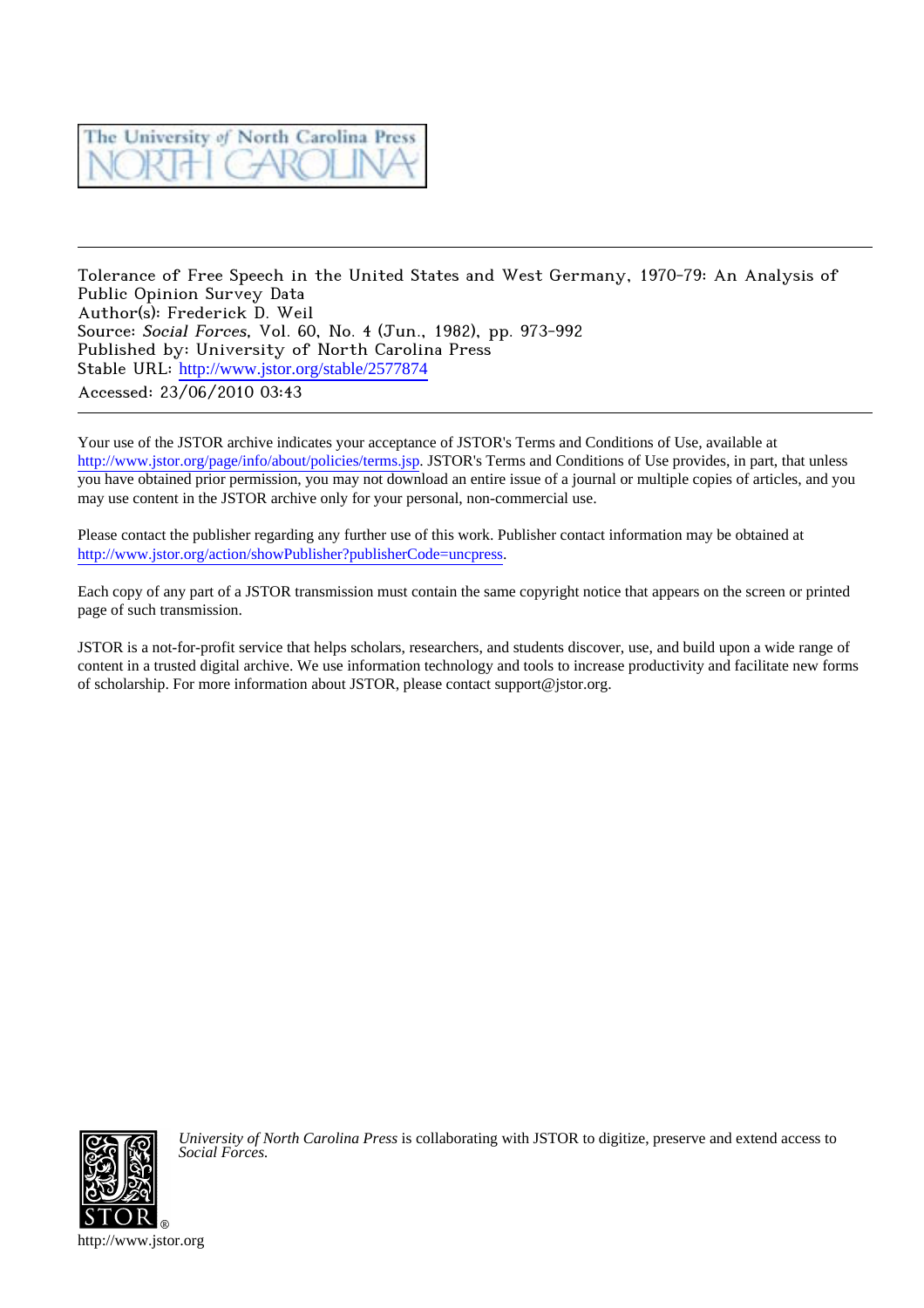The University of North Carolina Press
NORTH CAROLINA

Tolerance of Free Speech in the United States and West Germany, 1970-79: An Analysis of Public Opinion Survey Data
Author(s): Frederick D. Weil
Source: *Social Forces*, Vol. 60, No. 4 (Jun., 1982), pp. 973-992
Published by: University of North Carolina Press
Stable URL: http://www.jstor.org/stable/2577874
Accessed: 23/06/2010 03:43

Your use of the JSTOR archive indicates your acceptance of JSTOR's Terms and Conditions of Use, available at http://www.jstor.org/page/info/about/policies/terms.jsp. JSTOR's Terms and Conditions of Use provides, in part, that unless you have obtained prior permission, you may not download an entire issue of a journal or multiple copies of articles, and you may use content in the JSTOR archive only for your personal, non-commercial use.

Please contact the publisher regarding any further use of this work. Publisher contact information may be obtained at http://www.jstor.org/action/showPublisher?publisherCode=uncpress.

Each copy of any part of a JSTOR transmission must contain the same copyright notice that appears on the screen or printed page of such transmission.

JSTOR is a not-for-profit service that helps scholars, researchers, and students discover, use, and build upon a wide range of content in a trusted digital archive. We use information technology and tools to increase productivity and facilitate new forms of scholarship. For more information about JSTOR, please contact support@jstor.org.

*University of North Carolina Press* is collaborating with JSTOR to digitize, preserve and extend access to *Social Forces.*

http://www.jstor.org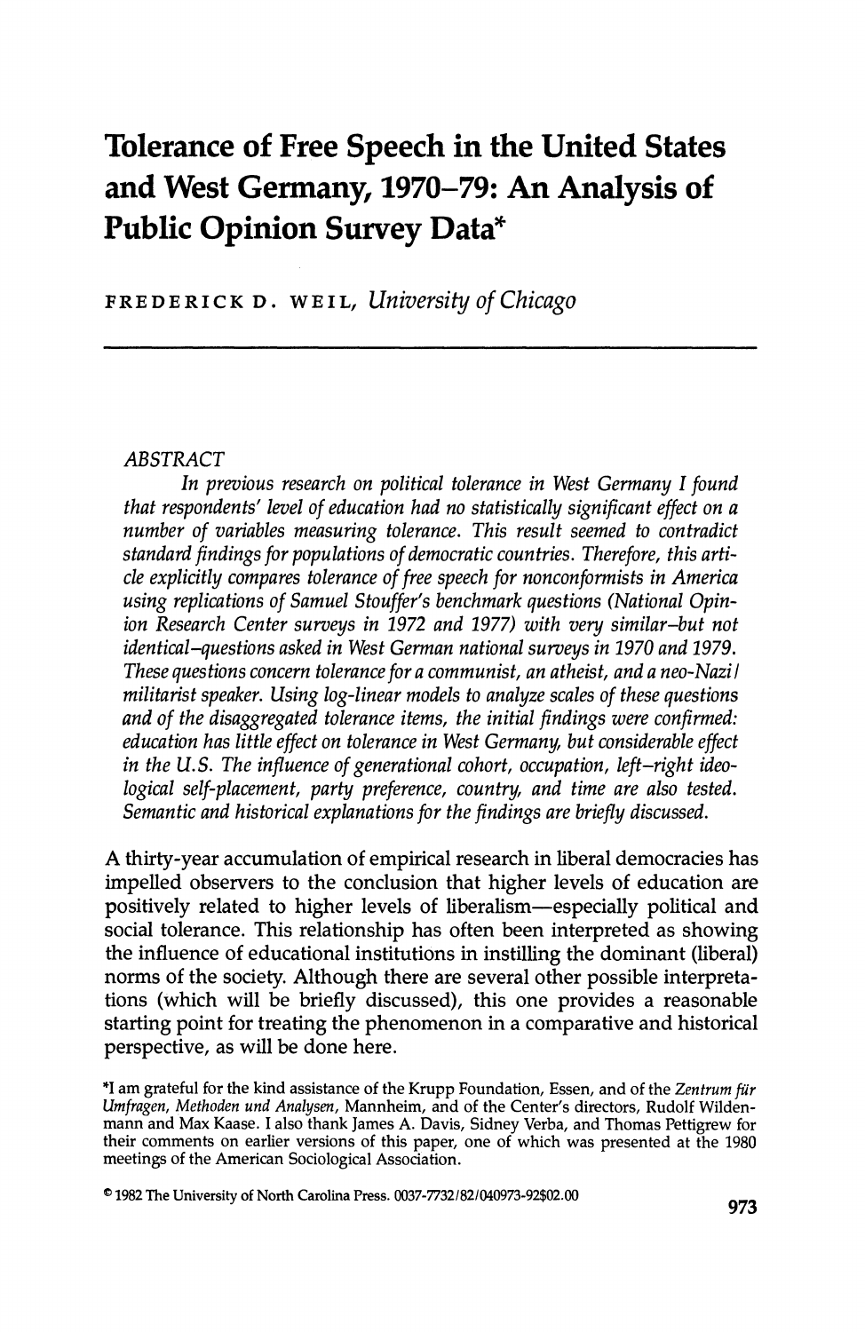# Tolerance of Free Speech in the United States and West Germany, 1970–79: An Analysis of Public Opinion Survey Data*

FREDERICK D. WEIL, *University of Chicago*

*ABSTRACT*

*In previous research on political tolerance in West Germany I found that respondents' level of education had no statistically significant effect on a number of variables measuring tolerance. This result seemed to contradict standard findings for populations of democratic countries. Therefore, this article explicitly compares tolerance of free speech for nonconformists in America using replications of Samuel Stouffer's benchmark questions (National Opinion Research Center surveys in 1972 and 1977) with very similar–but not identical–questions asked in West German national surveys in 1970 and 1979. These questions concern tolerance for a communist, an atheist, and a neo-Nazi / militarist speaker. Using log-linear models to analyze scales of these questions and of the disaggregated tolerance items, the initial findings were confirmed: education has little effect on tolerance in West Germany, but considerable effect in the U.S. The influence of generational cohort, occupation, left–right ideological self-placement, party preference, country, and time are also tested. Semantic and historical explanations for the findings are briefly discussed.*

A thirty-year accumulation of empirical research in liberal democracies has impelled observers to the conclusion that higher levels of education are positively related to higher levels of liberalism—especially political and social tolerance. This relationship has often been interpreted as showing the influence of educational institutions in instilling the dominant (liberal) norms of the society. Although there are several other possible interpretations (which will be briefly discussed), this one provides a reasonable starting point for treating the phenomenon in a comparative and historical perspective, as will be done here.

*I am grateful for the kind assistance of the Krupp Foundation, Essen, and of the *Zentrum für Umfragen, Methoden und Analysen*, Mannheim, and of the Center's directors, Rudolf Wildenmann and Max Kaase. I also thank James A. Davis, Sidney Verba, and Thomas Pettigrew for their comments on earlier versions of this paper, one of which was presented at the 1980 meetings of the American Sociological Association.

© 1982 The University of North Carolina Press. 0037-7732/82/040973-92$02.00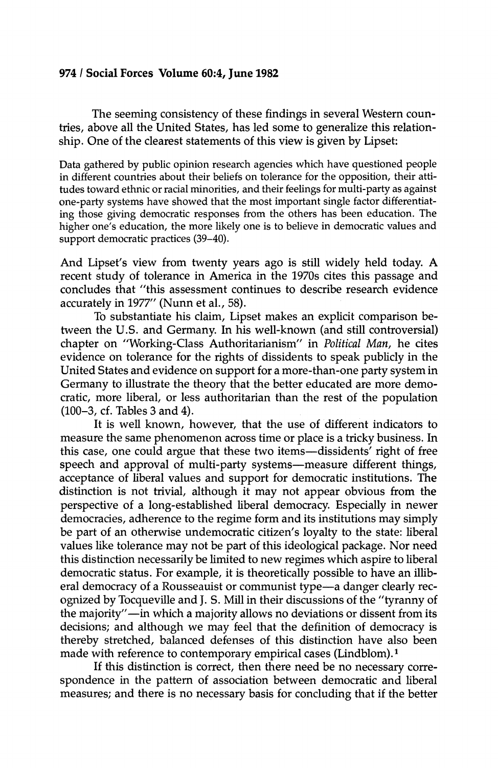The seeming consistency of these findings in several Western countries, above all the United States, has led some to generalize this relationship. One of the clearest statements of this view is given by Lipset:

> Data gathered by public opinion research agencies which have questioned people in different countries about their beliefs on tolerance for the opposition, their attitudes toward ethnic or racial minorities, and their feelings for multi-party as against one-party systems have showed that the most important single factor differentiating those giving democratic responses from the others has been education. The higher one's education, the more likely one is to believe in democratic values and support democratic practices (39–40).

And Lipset's view from twenty years ago is still widely held today. A recent study of tolerance in America in the 1970s cites this passage and concludes that "this assessment continues to describe research evidence accurately in 1977" (Nunn et al., 58).

To substantiate his claim, Lipset makes an explicit comparison between the U.S. and Germany. In his well-known (and still controversial) chapter on "Working-Class Authoritarianism" in *Political Man*, he cites evidence on tolerance for the rights of dissidents to speak publicly in the United States and evidence on support for a more-than-one party system in Germany to illustrate the theory that the better educated are more democratic, more liberal, or less authoritarian than the rest of the population (100–3, cf. Tables 3 and 4).

It is well known, however, that the use of different indicators to measure the same phenomenon across time or place is a tricky business. In this case, one could argue that these two items—dissidents' right of free speech and approval of multi-party systems—measure different things, acceptance of liberal values and support for democratic institutions. The distinction is not trivial, although it may not appear obvious from the perspective of a long-established liberal democracy. Especially in newer democracies, adherence to the regime form and its institutions may simply be part of an otherwise undemocratic citizen's loyalty to the state: liberal values like tolerance may not be part of this ideological package. Nor need this distinction necessarily be limited to new regimes which aspire to liberal democratic status. For example, it is theoretically possible to have an illiberal democracy of a Rousseauist or communist type—a danger clearly recognized by Tocqueville and J. S. Mill in their discussions of the "tyranny of the majority"—in which a majority allows no deviations or dissent from its decisions; and although we may feel that the definition of democracy is thereby stretched, balanced defenses of this distinction have also been made with reference to contemporary empirical cases (Lindblom).[1]

If this distinction is correct, then there need be no necessary correspondence in the pattern of association between democratic and liberal measures; and there is no necessary basis for concluding that if the better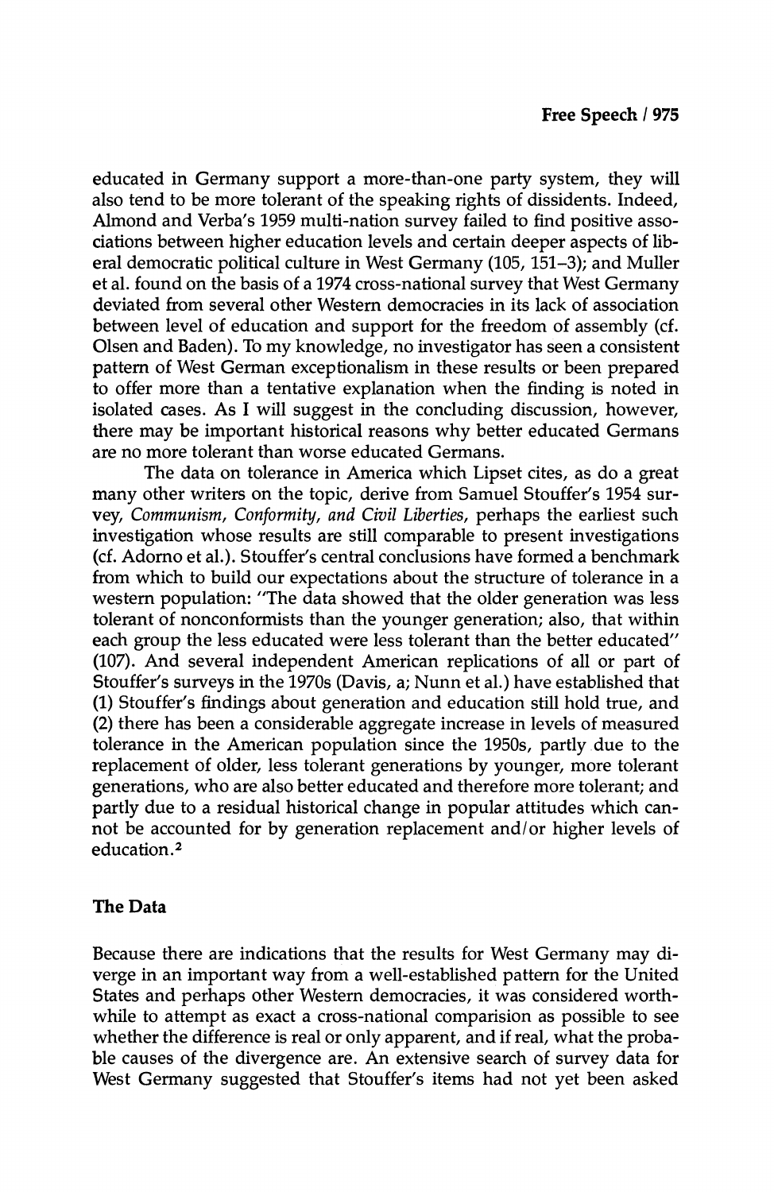educated in Germany support a more-than-one party system, they will also tend to be more tolerant of the speaking rights of dissidents. Indeed, Almond and Verba's 1959 multi-nation survey failed to find positive associations between higher education levels and certain deeper aspects of liberal democratic political culture in West Germany (105, 151–3); and Muller et al. found on the basis of a 1974 cross-national survey that West Germany deviated from several other Western democracies in its lack of association between level of education and support for the freedom of assembly (cf. Olsen and Baden). To my knowledge, no investigator has seen a consistent pattern of West German exceptionalism in these results or been prepared to offer more than a tentative explanation when the finding is noted in isolated cases. As I will suggest in the concluding discussion, however, there may be important historical reasons why better educated Germans are no more tolerant than worse educated Germans.

The data on tolerance in America which Lipset cites, as do a great many other writers on the topic, derive from Samuel Stouffer's 1954 survey, *Communism, Conformity, and Civil Liberties*, perhaps the earliest such investigation whose results are still comparable to present investigations (cf. Adorno et al.). Stouffer's central conclusions have formed a benchmark from which to build our expectations about the structure of tolerance in a western population: "The data showed that the older generation was less tolerant of nonconformists than the younger generation; also, that within each group the less educated were less tolerant than the better educated" (107). And several independent American replications of all or part of Stouffer's surveys in the 1970s (Davis, a; Nunn et al.) have established that (1) Stouffer's findings about generation and education still hold true, and (2) there has been a considerable aggregate increase in levels of measured tolerance in the American population since the 1950s, partly due to the replacement of older, less tolerant generations by younger, more tolerant generations, who are also better educated and therefore more tolerant; and partly due to a residual historical change in popular attitudes which cannot be accounted for by generation replacement and/or higher levels of education.[2]

## The Data

Because there are indications that the results for West Germany may diverge in an important way from a well-established pattern for the United States and perhaps other Western democracies, it was considered worthwhile to attempt as exact a cross-national comparision as possible to see whether the difference is real or only apparent, and if real, what the probable causes of the divergence are. An extensive search of survey data for West Germany suggested that Stouffer's items had not yet been asked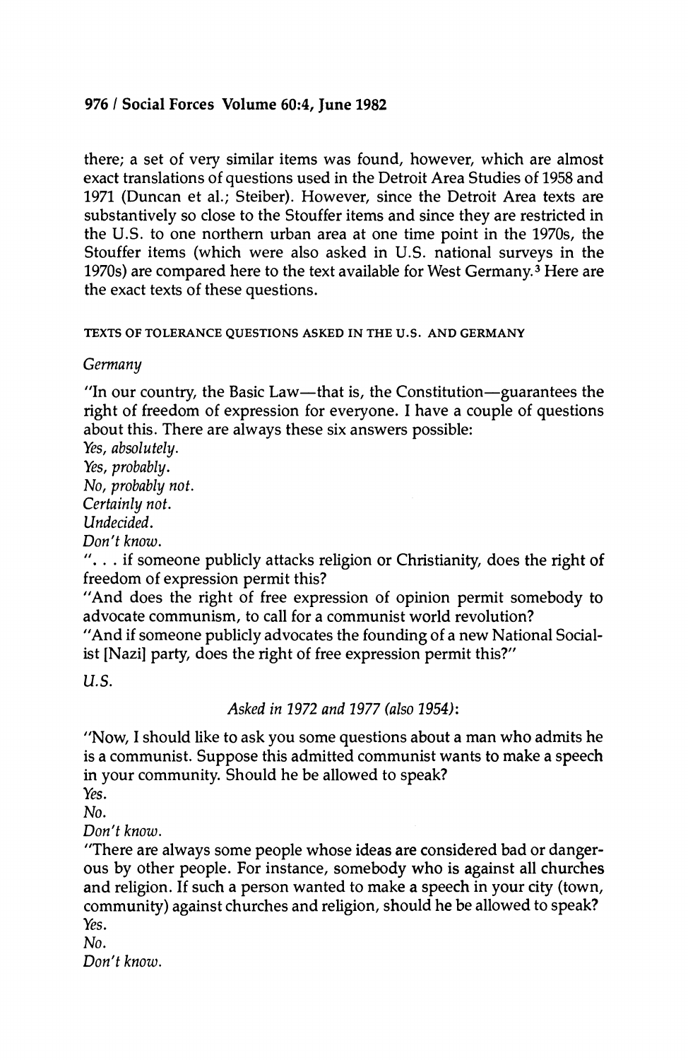there; a set of very similar items was found, however, which are almost exact translations of questions used in the Detroit Area Studies of 1958 and 1971 (Duncan et al.; Steiber). However, since the Detroit Area texts are substantively so close to the Stouffer items and since they are restricted in the U.S. to one northern urban area at one time point in the 1970s, the Stouffer items (which were also asked in U.S. national surveys in the 1970s) are compared here to the text available for West Germany.[3] Here are the exact texts of these questions.

## TEXTS OF TOLERANCE QUESTIONS ASKED IN THE U.S. AND GERMANY

### *Germany*

"In our country, the Basic Law—that is, the Constitution—guarantees the right of freedom of expression for everyone. I have a couple of questions about this. There are always these six answers possible:

*Yes, absolutely.*
*Yes, probably.*
*No, probably not.*
*Certainly not.*
*Undecided.*
*Don't know.*

". . . if someone publicly attacks religion or Christianity, does the right of freedom of expression permit this?

"And does the right of free expression of opinion permit somebody to advocate communism, to call for a communist world revolution?

"And if someone publicly advocates the founding of a new National Socialist [Nazi] party, does the right of free expression permit this?"

### *U.S.*

*Asked in 1972 and 1977 (also 1954):*

"Now, I should like to ask you some questions about a man who admits he is a communist. Suppose this admitted communist wants to make a speech in your community. Should he be allowed to speak?

*Yes.*
*No.*
*Don't know.*

"There are always some people whose ideas are considered bad or dangerous by other people. For instance, somebody who is against all churches and religion. If such a person wanted to make a speech in your city (town, community) against churches and religion, should he be allowed to speak?

*Yes.*
*No.*
*Don't know.*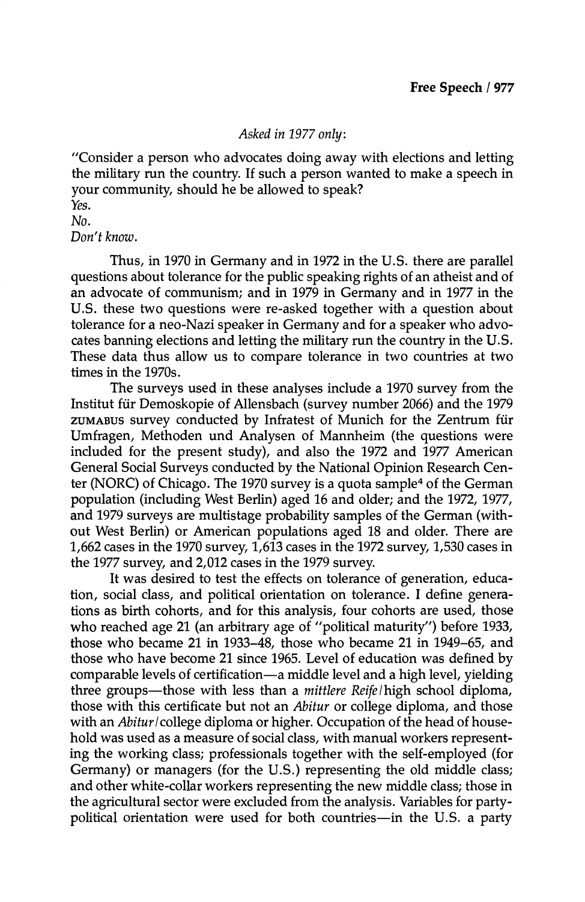*Asked in 1977 only*:

"Consider a person who advocates doing away with elections and letting the military run the country. If such a person wanted to make a speech in your community, should he be allowed to speak?

*Yes.*

*No.*

*Don't know.*

Thus, in 1970 in Germany and in 1972 in the U.S. there are parallel questions about tolerance for the public speaking rights of an atheist and of an advocate of communism; and in 1979 in Germany and in 1977 in the U.S. these two questions were re-asked together with a question about tolerance for a neo-Nazi speaker in Germany and for a speaker who advocates banning elections and letting the military run the country in the U.S. These data thus allow us to compare tolerance in two countries at two times in the 1970s.

The surveys used in these analyses include a 1970 survey from the Institut für Demoskopie of Allensbach (survey number 2066) and the 1979 ZUMABUS survey conducted by Infratest of Munich for the Zentrum für Umfragen, Methoden und Analysen of Mannheim (the questions were included for the present study), and also the 1972 and 1977 American General Social Surveys conducted by the National Opinion Research Center (NORC) of Chicago. The 1970 survey is a quota sample[4] of the German population (including West Berlin) aged 16 and older; and the 1972, 1977, and 1979 surveys are multistage probability samples of the German (without West Berlin) or American populations aged 18 and older. There are 1,662 cases in the 1970 survey, 1,613 cases in the 1972 survey, 1,530 cases in the 1977 survey, and 2,012 cases in the 1979 survey.

It was desired to test the effects on tolerance of generation, education, social class, and political orientation on tolerance. I define generations as birth cohorts, and for this analysis, four cohorts are used, those who reached age 21 (an arbitrary age of "political maturity") before 1933, those who became 21 in 1933–48, those who became 21 in 1949–65, and those who have become 21 since 1965. Level of education was defined by comparable levels of certification—a middle level and a high level, yielding three groups—those with less than a *mittlere Reife*/high school diploma, those with this certificate but not an *Abitur* or college diploma, and those with an *Abitur*/college diploma or higher. Occupation of the head of household was used as a measure of social class, with manual workers representing the working class; professionals together with the self-employed (for Germany) or managers (for the U.S.) representing the old middle class; and other white-collar workers representing the new middle class; those in the agricultural sector were excluded from the analysis. Variables for party-political orientation were used for both countries—in the U.S. a party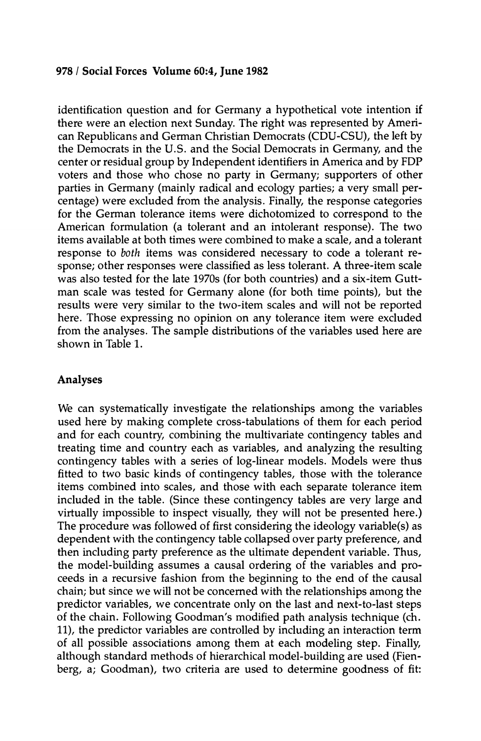identification question and for Germany a hypothetical vote intention if there were an election next Sunday. The right was represented by American Republicans and German Christian Democrats (CDU-CSU), the left by the Democrats in the U.S. and the Social Democrats in Germany, and the center or residual group by Independent identifiers in America and by FDP voters and those who chose no party in Germany; supporters of other parties in Germany (mainly radical and ecology parties; a very small percentage) were excluded from the analysis. Finally, the response categories for the German tolerance items were dichotomized to correspond to the American formulation (a tolerant and an intolerant response). The two items available at both times were combined to make a scale, and a tolerant response to *both* items was considered necessary to code a tolerant response; other responses were classified as less tolerant. A three-item scale was also tested for the late 1970s (for both countries) and a six-item Guttman scale was tested for Germany alone (for both time points), but the results were very similar to the two-item scales and will not be reported here. Those expressing no opinion on any tolerance item were excluded from the analyses. The sample distributions of the variables used here are shown in Table 1.

## Analyses

We can systematically investigate the relationships among the variables used here by making complete cross-tabulations of them for each period and for each country, combining the multivariate contingency tables and treating time and country each as variables, and analyzing the resulting contingency tables with a series of log-linear models. Models were thus fitted to two basic kinds of contingency tables, those with the tolerance items combined into scales, and those with each separate tolerance item included in the table. (Since these contingency tables are very large and virtually impossible to inspect visually, they will not be presented here.) The procedure was followed of first considering the ideology variable(s) as dependent with the contingency table collapsed over party preference, and then including party preference as the ultimate dependent variable. Thus, the model-building assumes a causal ordering of the variables and proceeds in a recursive fashion from the beginning to the end of the causal chain; but since we will not be concerned with the relationships among the predictor variables, we concentrate only on the last and next-to-last steps of the chain. Following Goodman's modified path analysis technique (ch. 11), the predictor variables are controlled by including an interaction term of all possible associations among them at each modeling step. Finally, although standard methods of hierarchical model-building are used (Fienberg, a; Goodman), two criteria are used to determine goodness of fit: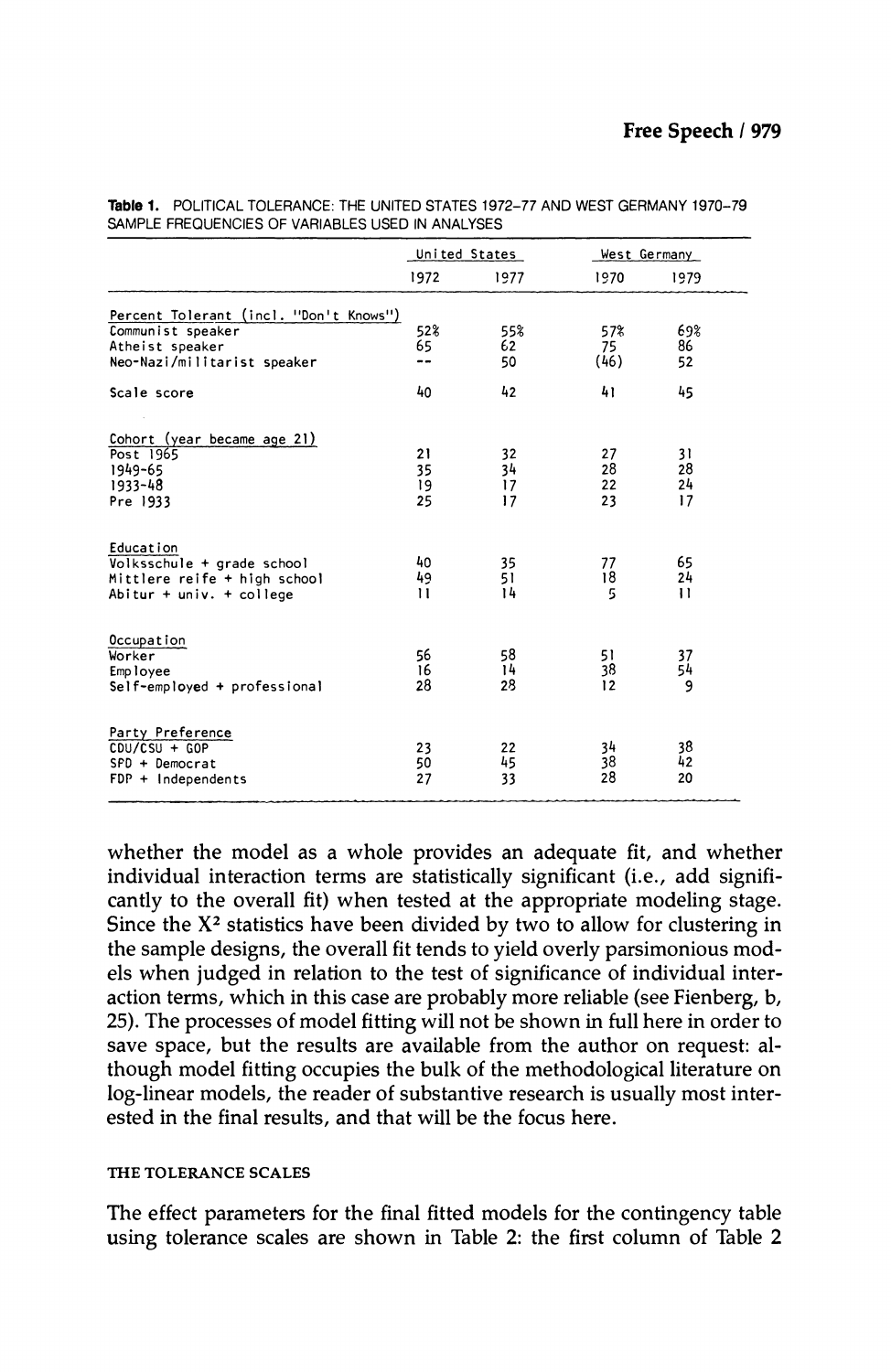**Table 1.** POLITICAL TOLERANCE: THE UNITED STATES 1972–77 AND WEST GERMANY 1970–79 SAMPLE FREQUENCIES OF VARIABLES USED IN ANALYSES

| | United States | | West Germany | |
|---|---|---|---|---|
| | 1972 | 1977 | 1970 | 1979 |
| Percent Tolerant (incl. "Don't Knows") | | | | |
| Communist speaker | 52% | 55% | 57% | 69% |
| Atheist speaker | 65 | 62 | 75 | 86 |
| Neo-Nazi/militarist speaker | -- | 50 | (46) | 52 |
| Scale score | 40 | 42 | 41 | 45 |
| Cohort (year became age 21) | | | | |
| Post 1965 | 21 | 32 | 27 | 31 |
| 1949–65 | 35 | 34 | 28 | 28 |
| 1933–48 | 19 | 17 | 22 | 24 |
| Pre 1933 | 25 | 17 | 23 | 17 |
| Education | | | | |
| Volksschule + grade school | 40 | 35 | 77 | 65 |
| Mittlere reife + high school | 49 | 51 | 18 | 24 |
| Abitur + univ. + college | 11 | 14 | 5 | 11 |
| Occupation | | | | |
| Worker | 56 | 58 | 51 | 37 |
| Employee | 16 | 14 | 38 | 54 |
| Self-employed + professional | 28 | 28 | 12 | 9 |
| Party Preference | | | | |
| CDU/CSU + GOP | 23 | 22 | 34 | 38 |
| SPD + Democrat | 50 | 45 | 38 | 42 |
| FDP + Independents | 27 | 33 | 28 | 20 |

whether the model as a whole provides an adequate fit, and whether individual interaction terms are statistically significant (i.e., add significantly to the overall fit) when tested at the appropriate modeling stage. Since the $X^2$ statistics have been divided by two to allow for clustering in the sample designs, the overall fit tends to yield overly parsimonious models when judged in relation to the test of significance of individual interaction terms, which in this case are probably more reliable (see Fienberg, b, 25). The processes of model fitting will not be shown in full here in order to save space, but the results are available from the author on request: although model fitting occupies the bulk of the methodological literature on log-linear models, the reader of substantive research is usually most interested in the final results, and that will be the focus here.

### THE TOLERANCE SCALES

The effect parameters for the final fitted models for the contingency table using tolerance scales are shown in Table 2: the first column of Table 2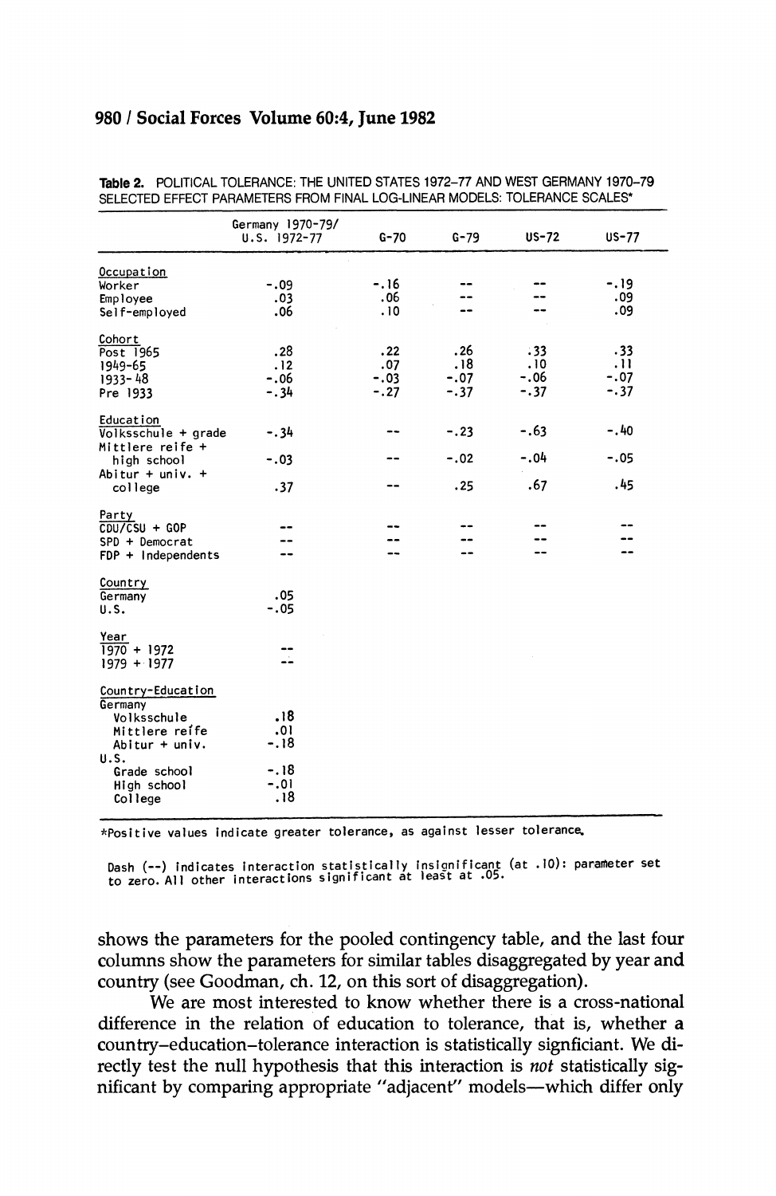Table 2. POLITICAL TOLERANCE: THE UNITED STATES 1972–77 AND WEST GERMANY 1970–79 SELECTED EFFECT PARAMETERS FROM FINAL LOG-LINEAR MODELS: TOLERANCE SCALES*

| | Germany 1970-79/ U.S. 1972-77 | G-70 | G-79 | US-72 | US-77 |
|---|---|---|---|---|---|
| Occupation | | | | | |
| Worker | -.09 | -.16 | -- | -- | -.19 |
| Employee | .03 | .06 | -- | -- | .09 |
| Self-employed | .06 | .10 | -- | -- | .09 |
| Cohort | | | | | |
| Post 1965 | .28 | .22 | .26 | .33 | .33 |
| 1949-65 | .12 | .07 | .18 | .10 | .11 |
| 1933-48 | -.06 | -.03 | -.07 | -.06 | -.07 |
| Pre 1933 | -.34 | -.27 | -.37 | -.37 | -.37 |
| Education | | | | | |
| Volksschule + grade | -.34 | -- | -.23 | -.63 | -.40 |
| Mittlere reife + high school | -.03 | -- | -.02 | -.04 | -.05 |
| Abitur + univ. + college | .37 | -- | .25 | .67 | .45 |
| Party | | | | | |
| CDU/CSU + GOP | -- | -- | -- | -- | -- |
| SPD + Democrat | -- | -- | -- | -- | -- |
| FDP + Independents | -- | -- | -- | -- | -- |
| Country | | | | | |
| Germany | .05 | | | | |
| U.S. | -.05 | | | | |
| Year | | | | | |
| 1970 + 1972 | -- | | | | |
| 1979 + 1977 | -- | | | | |
| Country-Education | | | | | |
| Germany | | | | | |
| Volksschule | .18 | | | | |
| Mittlere reife | .01 | | | | |
| Abitur + univ. | -.18 | | | | |
| U.S. | | | | | |
| Grade school | -.18 | | | | |
| High school | -.01 | | | | |
| College | .18 | | | | |

*Positive values indicate greater tolerance, as against lesser tolerance.

Dash (--) indicates interaction statistically insignificant (at .10): parameter set to zero. All other interactions significant at least at .05.

shows the parameters for the pooled contingency table, and the last four columns show the parameters for similar tables disaggregated by year and country (see Goodman, ch. 12, on this sort of disaggregation).

We are most interested to know whether there is a cross-national difference in the relation of education to tolerance, that is, whether a country–education–tolerance interaction is statistically signficiant. We directly test the null hypothesis that this interaction is *not* statistically significant by comparing appropriate "adjacent" models—which differ only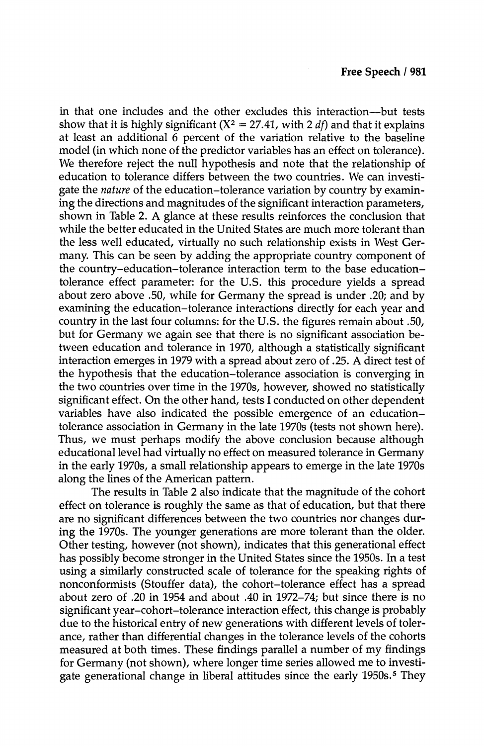in that one includes and the other excludes this interaction—but tests show that it is highly significant ($X^2 = 27.41$, with 2 *df*) and that it explains at least an additional 6 percent of the variation relative to the baseline model (in which none of the predictor variables has an effect on tolerance). We therefore reject the null hypothesis and note that the relationship of education to tolerance differs between the two countries. We can investigate the *nature* of the education–tolerance variation by country by examining the directions and magnitudes of the significant interaction parameters, shown in Table 2. A glance at these results reinforces the conclusion that while the better educated in the United States are much more tolerant than the less well educated, virtually no such relationship exists in West Germany. This can be seen by adding the appropriate country component of the country–education–tolerance interaction term to the base education–tolerance effect parameter: for the U.S. this procedure yields a spread about zero above .50, while for Germany the spread is under .20; and by examining the education–tolerance interactions directly for each year and country in the last four columns: for the U.S. the figures remain about .50, but for Germany we again see that there is no significant association between education and tolerance in 1970, although a statistically significant interaction emerges in 1979 with a spread about zero of .25. A direct test of the hypothesis that the education–tolerance association is converging in the two countries over time in the 1970s, however, showed no statistically significant effect. On the other hand, tests I conducted on other dependent variables have also indicated the possible emergence of an education–tolerance association in Germany in the late 1970s (tests not shown here). Thus, we must perhaps modify the above conclusion because although educational level had virtually no effect on measured tolerance in Germany in the early 1970s, a small relationship appears to emerge in the late 1970s along the lines of the American pattern.

The results in Table 2 also indicate that the magnitude of the cohort effect on tolerance is roughly the same as that of education, but that there are no significant differences between the two countries nor changes during the 1970s. The younger generations are more tolerant than the older. Other testing, however (not shown), indicates that this generational effect has possibly become stronger in the United States since the 1950s. In a test using a similarly constructed scale of tolerance for the speaking rights of nonconformists (Stouffer data), the cohort–tolerance effect has a spread about zero of .20 in 1954 and about .40 in 1972–74; but since there is no significant year–cohort–tolerance interaction effect, this change is probably due to the historical entry of new generations with different levels of tolerance, rather than differential changes in the tolerance levels of the cohorts measured at both times. These findings parallel a number of my findings for Germany (not shown), where longer time series allowed me to investigate generational change in liberal attitudes since the early 1950s.[5] They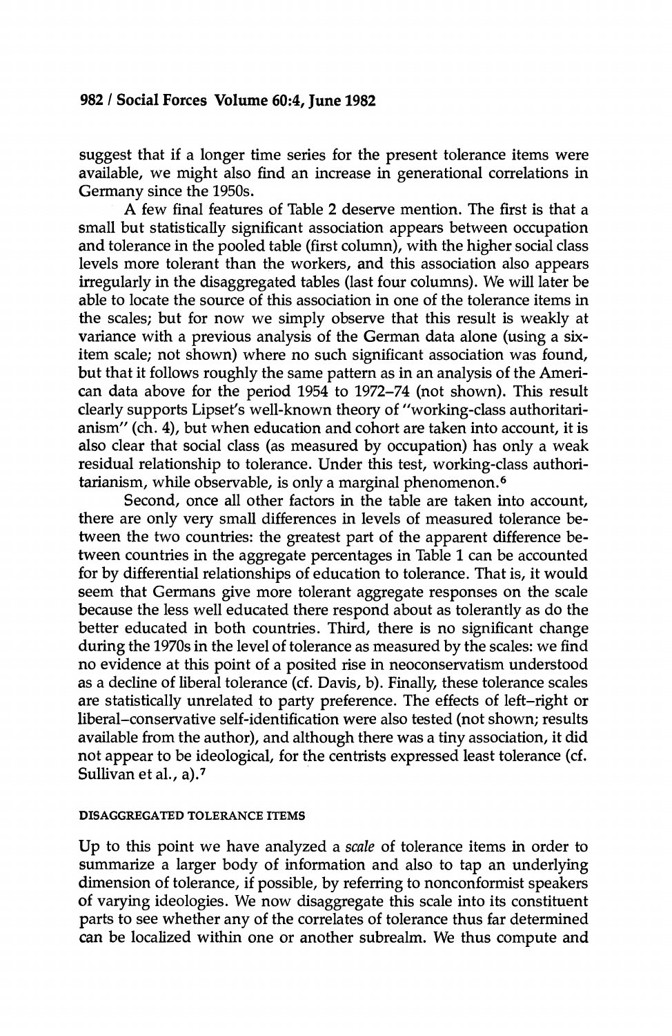suggest that if a longer time series for the present tolerance items were available, we might also find an increase in generational correlations in Germany since the 1950s.

A few final features of Table 2 deserve mention. The first is that a small but statistically significant association appears between occupation and tolerance in the pooled table (first column), with the higher social class levels more tolerant than the workers, and this association also appears irregularly in the disaggregated tables (last four columns). We will later be able to locate the source of this association in one of the tolerance items in the scales; but for now we simply observe that this result is weakly at variance with a previous analysis of the German data alone (using a six-item scale; not shown) where no such significant association was found, but that it follows roughly the same pattern as in an analysis of the American data above for the period 1954 to 1972–74 (not shown). This result clearly supports Lipset's well-known theory of "working-class authoritarianism" (ch. 4), but when education and cohort are taken into account, it is also clear that social class (as measured by occupation) has only a weak residual relationship to tolerance. Under this test, working-class authoritarianism, while observable, is only a marginal phenomenon.[6]

Second, once all other factors in the table are taken into account, there are only very small differences in levels of measured tolerance between the two countries: the greatest part of the apparent difference between countries in the aggregate percentages in Table 1 can be accounted for by differential relationships of education to tolerance. That is, it would seem that Germans give more tolerant aggregate responses on the scale because the less well educated there respond about as tolerantly as do the better educated in both countries. Third, there is no significant change during the 1970s in the level of tolerance as measured by the scales: we find no evidence at this point of a posited rise in neoconservatism understood as a decline of liberal tolerance (cf. Davis, b). Finally, these tolerance scales are statistically unrelated to party preference. The effects of left–right or liberal–conservative self-identification were also tested (not shown; results available from the author), and although there was a tiny association, it did not appear to be ideological, for the centrists expressed least tolerance (cf. Sullivan et al., a).[7]

## DISAGGREGATED TOLERANCE ITEMS

Up to this point we have analyzed a *scale* of tolerance items in order to summarize a larger body of information and also to tap an underlying dimension of tolerance, if possible, by referring to nonconformist speakers of varying ideologies. We now disaggregate this scale into its constituent parts to see whether any of the correlates of tolerance thus far determined can be localized within one or another subrealm. We thus compute and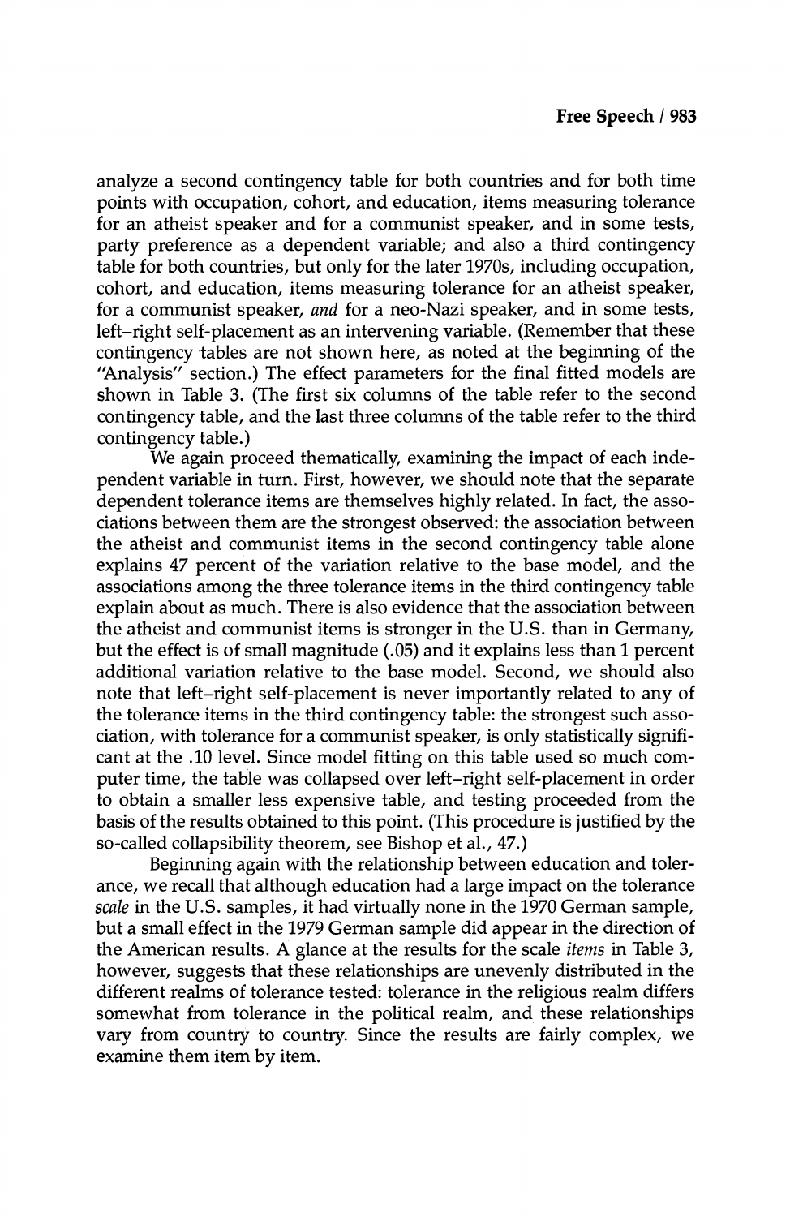analyze a second contingency table for both countries and for both time points with occupation, cohort, and education, items measuring tolerance for an atheist speaker and for a communist speaker, and in some tests, party preference as a dependent variable; and also a third contingency table for both countries, but only for the later 1970s, including occupation, cohort, and education, items measuring tolerance for an atheist speaker, for a communist speaker, *and* for a neo-Nazi speaker, and in some tests, left–right self-placement as an intervening variable. (Remember that these contingency tables are not shown here, as noted at the beginning of the "Analysis" section.) The effect parameters for the final fitted models are shown in Table 3. (The first six columns of the table refer to the second contingency table, and the last three columns of the table refer to the third contingency table.)

We again proceed thematically, examining the impact of each independent variable in turn. First, however, we should note that the separate dependent tolerance items are themselves highly related. In fact, the associations between them are the strongest observed: the association between the atheist and communist items in the second contingency table alone explains 47 percent of the variation relative to the base model, and the associations among the three tolerance items in the third contingency table explain about as much. There is also evidence that the association between the atheist and communist items is stronger in the U.S. than in Germany, but the effect is of small magnitude (.05) and it explains less than 1 percent additional variation relative to the base model. Second, we should also note that left–right self-placement is never importantly related to any of the tolerance items in the third contingency table: the strongest such association, with tolerance for a communist speaker, is only statistically significant at the .10 level. Since model fitting on this table used so much computer time, the table was collapsed over left–right self-placement in order to obtain a smaller less expensive table, and testing proceeded from the basis of the results obtained to this point. (This procedure is justified by the so-called collapsibility theorem, see Bishop et al., 47.)

Beginning again with the relationship between education and tolerance, we recall that although education had a large impact on the tolerance *scale* in the U.S. samples, it had virtually none in the 1970 German sample, but a small effect in the 1979 German sample did appear in the direction of the American results. A glance at the results for the scale *items* in Table 3, however, suggests that these relationships are unevenly distributed in the different realms of tolerance tested: tolerance in the religious realm differs somewhat from tolerance in the political realm, and these relationships vary from country to country. Since the results are fairly complex, we examine them item by item.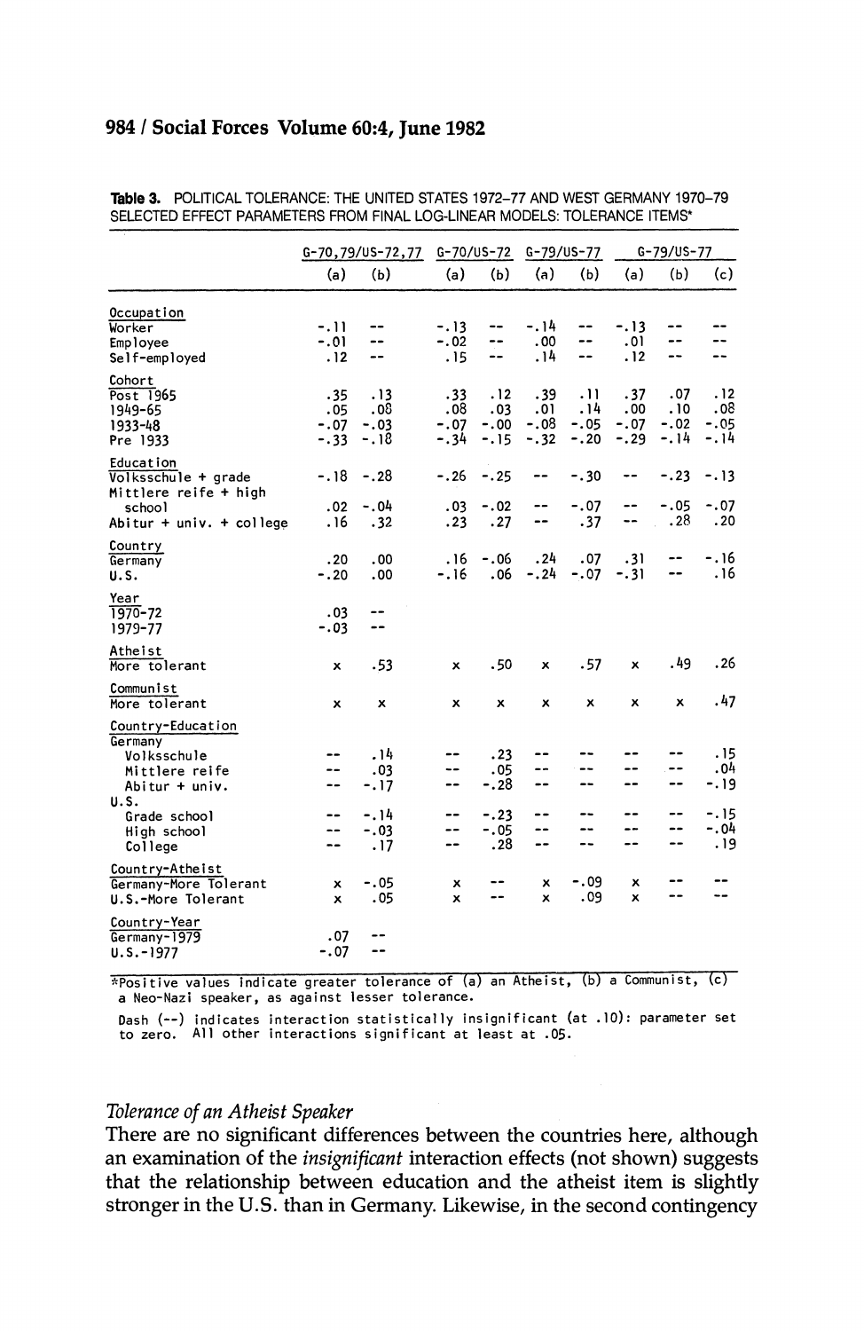**Table 3.** POLITICAL TOLERANCE: THE UNITED STATES 1972–77 AND WEST GERMANY 1970–79 SELECTED EFFECT PARAMETERS FROM FINAL LOG-LINEAR MODELS: TOLERANCE ITEMS*

| | G-70,79/US-72,77 | | G-70/US-72 | | G-79/US-77 | | G-79/US-77 | | |
|---|---|---|---|---|---|---|---|---|---|
| | (a) | (b) | (a) | (b) | (a) | (b) | (a) | (b) | (c) |
| Occupation | | | | | | | | | |
| Worker | -.11 | -- | -.13 | -- | -.14 | -- | -.13 | -- | -- |
| Employee | -.01 | -- | -.02 | -- | .00 | -- | .01 | -- | -- |
| Self-employed | .12 | -- | .15 | -- | .14 | -- | .12 | -- | -- |
| Cohort | | | | | | | | | |
| Post 1965 | .35 | .13 | .33 | .12 | .39 | .11 | .37 | .07 | .12 |
| 1949-65 | .05 | .08 | .08 | .03 | .01 | .14 | .00 | .10 | .08 |
| 1933-48 | -.07 | -.03 | -.07 | -.00 | -.08 | -.05 | -.07 | -.02 | -.05 |
| Pre 1933 | -.33 | -.18 | -.34 | -.15 | -.32 | -.20 | -.29 | -.14 | -.14 |
| Education | | | | | | | | | |
| Volksschule + grade | -.18 | -.28 | -.26 | -.25 | -- | -.30 | -- | -.23 | -.13 |
| Mittlere reife + high school | .02 | -.04 | .03 | -.02 | -- | -.07 | -- | -.05 | -.07 |
| Abitur + univ. + college | .16 | .32 | .23 | .27 | -- | .37 | -- | .28 | .20 |
| Country | | | | | | | | | |
| Germany | .20 | .00 | .16 | -.06 | .24 | .07 | .31 | -- | -.16 |
| U.S. | -.20 | .00 | -.16 | .06 | -.24 | -.07 | -.31 | -- | .16 |
| Year | | | | | | | | | |
| 1970-72 | .03 | -- | | | | | | | |
| 1979-77 | -.03 | -- | | | | | | | |
| Atheist | | | | | | | | | |
| More tolerant | x | .53 | x | .50 | x | .57 | x | .49 | .26 |
| Communist | | | | | | | | | |
| More tolerant | x | x | x | x | x | x | x | x | .47 |
| Country-Education | | | | | | | | | |
| Germany | | | | | | | | | |
| Volksschule | -- | .14 | -- | .23 | -- | -- | -- | -- | .15 |
| Mittlere reife | -- | .03 | -- | .05 | -- | -- | -- | -- | .04 |
| Abitur + univ. | -- | -.17 | -- | -.28 | -- | -- | -- | -- | -.19 |
| U.S. | | | | | | | | | |
| Grade school | -- | -.14 | -- | -.23 | -- | -- | -- | -- | -.15 |
| High school | -- | -.03 | -- | -.05 | -- | -- | -- | -- | -.04 |
| College | -- | .17 | -- | .28 | -- | -- | -- | -- | .19 |
| Country-Atheist | | | | | | | | | |
| Germany-More Tolerant | x | -.05 | x | -- | x | -.09 | x | -- | -- |
| U.S.-More Tolerant | x | .05 | x | -- | x | .09 | x | -- | -- |
| Country-Year | | | | | | | | | |
| Germany-1979 | .07 | -- | | | | | | | |
| U.S.-1977 | -.07 | -- | | | | | | | |

*Positive values indicate greater tolerance of (a) an Atheist, (b) a Communist, (c) a Neo-Nazi speaker, as against lesser tolerance.

Dash (--) indicates interaction statistically insignificant (at .10): parameter set to zero. All other interactions significant at least at .05.

### *Tolerance of an Atheist Speaker*

There are no significant differences between the countries here, although an examination of the *insignificant* interaction effects (not shown) suggests that the relationship between education and the atheist item is slightly stronger in the U.S. than in Germany. Likewise, in the second contingency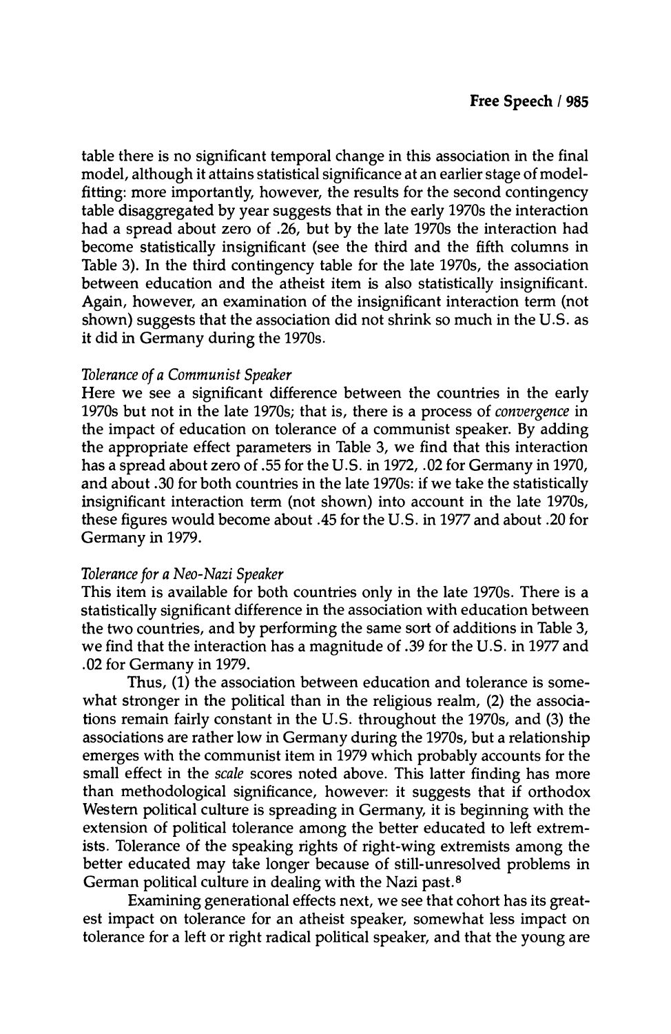table there is no significant temporal change in this association in the final model, although it attains statistical significance at an earlier stage of model-fitting: more importantly, however, the results for the second contingency table disaggregated by year suggests that in the early 1970s the interaction had a spread about zero of .26, but by the late 1970s the interaction had become statistically insignificant (see the third and the fifth columns in Table 3). In the third contingency table for the late 1970s, the association between education and the atheist item is also statistically insignificant. Again, however, an examination of the insignificant interaction term (not shown) suggests that the association did not shrink so much in the U.S. as it did in Germany during the 1970s.

*Tolerance of a Communist Speaker*

Here we see a significant difference between the countries in the early 1970s but not in the late 1970s; that is, there is a process of *convergence* in the impact of education on tolerance of a communist speaker. By adding the appropriate effect parameters in Table 3, we find that this interaction has a spread about zero of .55 for the U.S. in 1972, .02 for Germany in 1970, and about .30 for both countries in the late 1970s: if we take the statistically insignificant interaction term (not shown) into account in the late 1970s, these figures would become about .45 for the U.S. in 1977 and about .20 for Germany in 1979.

*Tolerance for a Neo-Nazi Speaker*

This item is available for both countries only in the late 1970s. There is a statistically significant difference in the association with education between the two countries, and by performing the same sort of additions in Table 3, we find that the interaction has a magnitude of .39 for the U.S. in 1977 and .02 for Germany in 1979.

Thus, (1) the association between education and tolerance is somewhat stronger in the political than in the religious realm, (2) the associations remain fairly constant in the U.S. throughout the 1970s, and (3) the associations are rather low in Germany during the 1970s, but a relationship emerges with the communist item in 1979 which probably accounts for the small effect in the *scale* scores noted above. This latter finding has more than methodological significance, however: it suggests that if orthodox Western political culture is spreading in Germany, it is beginning with the extension of political tolerance among the better educated to left extremists. Tolerance of the speaking rights of right-wing extremists among the better educated may take longer because of still-unresolved problems in German political culture in dealing with the Nazi past.[8]

Examining generational effects next, we see that cohort has its greatest impact on tolerance for an atheist speaker, somewhat less impact on tolerance for a left or right radical political speaker, and that the young are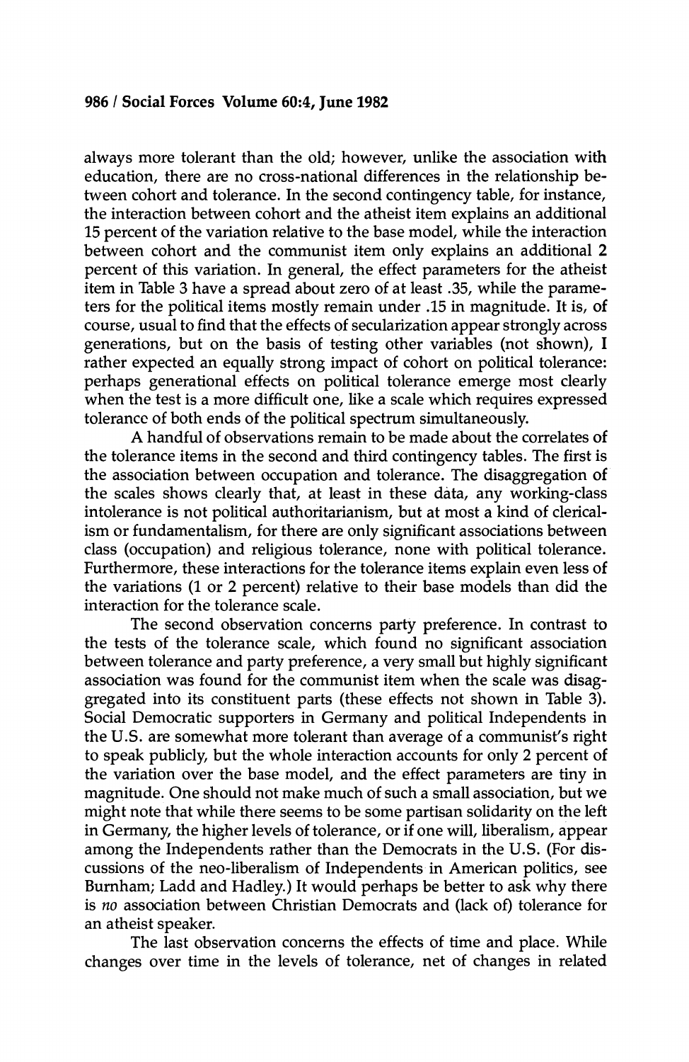always more tolerant than the old; however, unlike the association with education, there are no cross-national differences in the relationship between cohort and tolerance. In the second contingency table, for instance, the interaction between cohort and the atheist item explains an additional 15 percent of the variation relative to the base model, while the interaction between cohort and the communist item only explains an additional 2 percent of this variation. In general, the effect parameters for the atheist item in Table 3 have a spread about zero of at least .35, while the parameters for the political items mostly remain under .15 in magnitude. It is, of course, usual to find that the effects of secularization appear strongly across generations, but on the basis of testing other variables (not shown), I rather expected an equally strong impact of cohort on political tolerance: perhaps generational effects on political tolerance emerge most clearly when the test is a more difficult one, like a scale which requires expressed tolerance of both ends of the political spectrum simultaneously.

A handful of observations remain to be made about the correlates of the tolerance items in the second and third contingency tables. The first is the association between occupation and tolerance. The disaggregation of the scales shows clearly that, at least in these data, any working-class intolerance is not political authoritarianism, but at most a kind of clericalism or fundamentalism, for there are only significant associations between class (occupation) and religious tolerance, none with political tolerance. Furthermore, these interactions for the tolerance items explain even less of the variations (1 or 2 percent) relative to their base models than did the interaction for the tolerance scale.

The second observation concerns party preference. In contrast to the tests of the tolerance scale, which found no significant association between tolerance and party preference, a very small but highly significant association was found for the communist item when the scale was disaggregated into its constituent parts (these effects not shown in Table 3). Social Democratic supporters in Germany and political Independents in the U.S. are somewhat more tolerant than average of a communist's right to speak publicly, but the whole interaction accounts for only 2 percent of the variation over the base model, and the effect parameters are tiny in magnitude. One should not make much of such a small association, but we might note that while there seems to be some partisan solidarity on the left in Germany, the higher levels of tolerance, or if one will, liberalism, appear among the Independents rather than the Democrats in the U.S. (For discussions of the neo-liberalism of Independents in American politics, see Burnham; Ladd and Hadley.) It would perhaps be better to ask why there is *no* association between Christian Democrats and (lack of) tolerance for an atheist speaker.

The last observation concerns the effects of time and place. While changes over time in the levels of tolerance, net of changes in related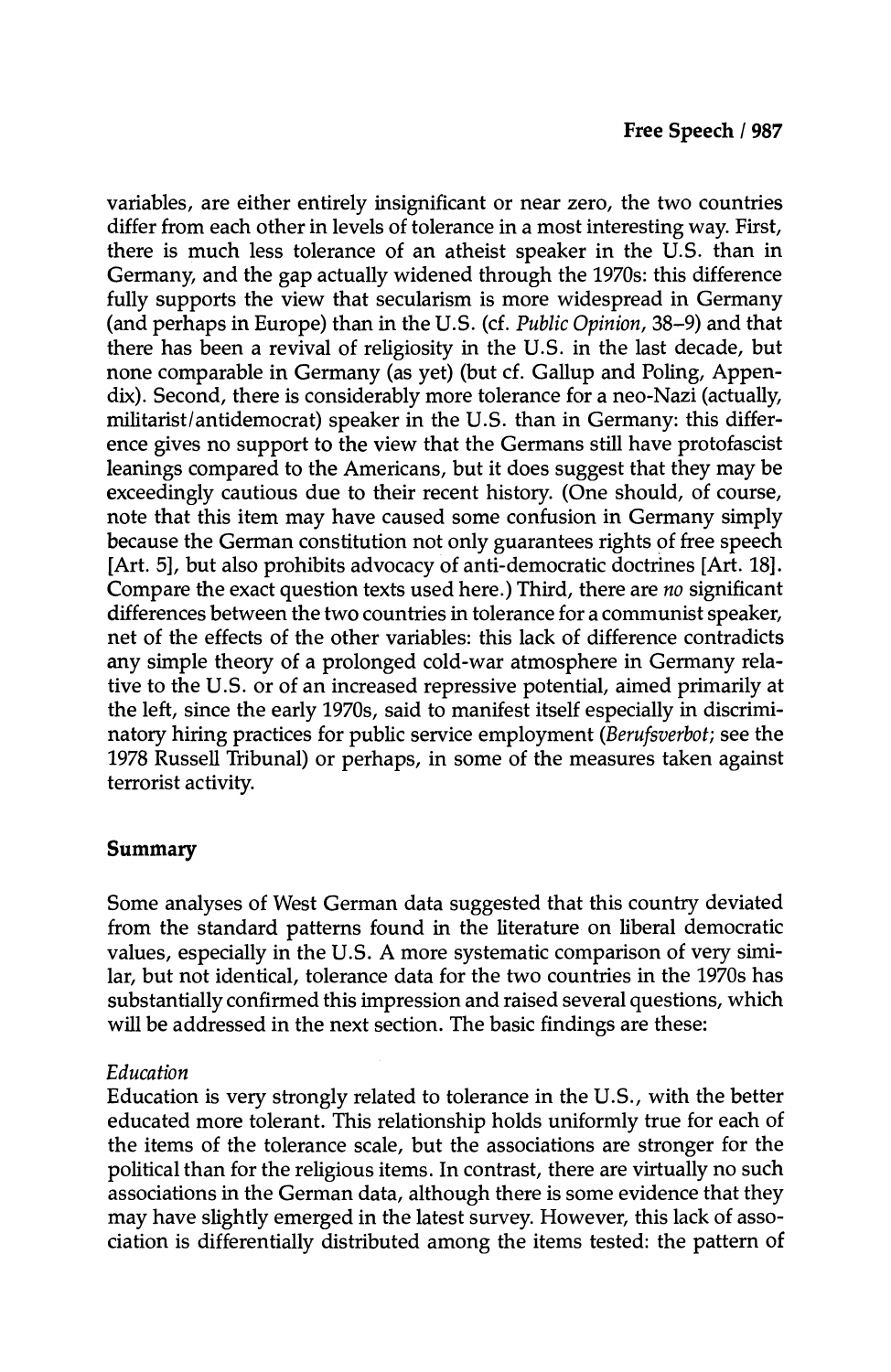variables, are either entirely insignificant or near zero, the two countries differ from each other in levels of tolerance in a most interesting way. First, there is much less tolerance of an atheist speaker in the U.S. than in Germany, and the gap actually widened through the 1970s: this difference fully supports the view that secularism is more widespread in Germany (and perhaps in Europe) than in the U.S. (cf. *Public Opinion*, 38–9) and that there has been a revival of religiosity in the U.S. in the last decade, but none comparable in Germany (as yet) (but cf. Gallup and Poling, Appendix). Second, there is considerably more tolerance for a neo-Nazi (actually, militarist/antidemocrat) speaker in the U.S. than in Germany: this difference gives no support to the view that the Germans still have protofascist leanings compared to the Americans, but it does suggest that they may be exceedingly cautious due to their recent history. (One should, of course, note that this item may have caused some confusion in Germany simply because the German constitution not only guarantees rights of free speech [Art. 5], but also prohibits advocacy of anti-democratic doctrines [Art. 18]. Compare the exact question texts used here.) Third, there are *no* significant differences between the two countries in tolerance for a communist speaker, net of the effects of the other variables: this lack of difference contradicts any simple theory of a prolonged cold-war atmosphere in Germany relative to the U.S. or of an increased repressive potential, aimed primarily at the left, since the early 1970s, said to manifest itself especially in discriminatory hiring practices for public service employment (*Berufsverbot*; see the 1978 Russell Tribunal) or perhaps, in some of the measures taken against terrorist activity.

## Summary

Some analyses of West German data suggested that this country deviated from the standard patterns found in the literature on liberal democratic values, especially in the U.S. A more systematic comparison of very similar, but not identical, tolerance data for the two countries in the 1970s has substantially confirmed this impression and raised several questions, which will be addressed in the next section. The basic findings are these:

*Education*

Education is very strongly related to tolerance in the U.S., with the better educated more tolerant. This relationship holds uniformly true for each of the items of the tolerance scale, but the associations are stronger for the political than for the religious items. In contrast, there are virtually no such associations in the German data, although there is some evidence that they may have slightly emerged in the latest survey. However, this lack of association is differentially distributed among the items tested: the pattern of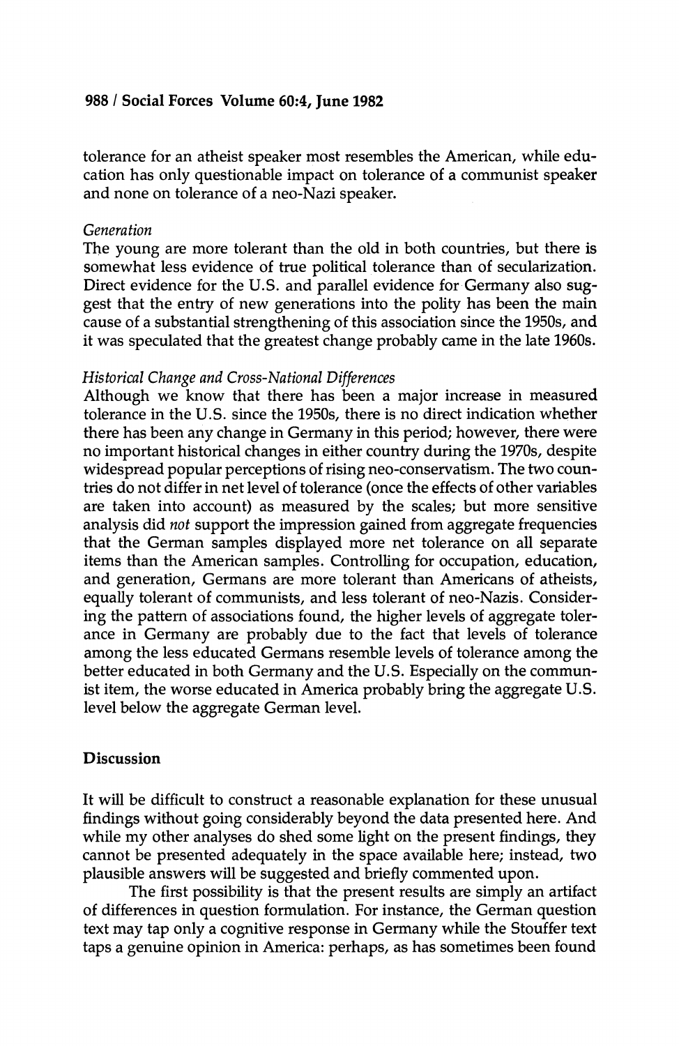tolerance for an atheist speaker most resembles the American, while education has only questionable impact on tolerance of a communist speaker and none on tolerance of a neo-Nazi speaker.

*Generation*

The young are more tolerant than the old in both countries, but there is somewhat less evidence of true political tolerance than of secularization. Direct evidence for the U.S. and parallel evidence for Germany also suggest that the entry of new generations into the polity has been the main cause of a substantial strengthening of this association since the 1950s, and it was speculated that the greatest change probably came in the late 1960s.

*Historical Change and Cross-National Differences*

Although we know that there has been a major increase in measured tolerance in the U.S. since the 1950s, there is no direct indication whether there has been any change in Germany in this period; however, there were no important historical changes in either country during the 1970s, despite widespread popular perceptions of rising neo-conservatism. The two countries do not differ in net level of tolerance (once the effects of other variables are taken into account) as measured by the scales; but more sensitive analysis did *not* support the impression gained from aggregate frequencies that the German samples displayed more net tolerance on all separate items than the American samples. Controlling for occupation, education, and generation, Germans are more tolerant than Americans of atheists, equally tolerant of communists, and less tolerant of neo-Nazis. Considering the pattern of associations found, the higher levels of aggregate tolerance in Germany are probably due to the fact that levels of tolerance among the less educated Germans resemble levels of tolerance among the better educated in both Germany and the U.S. Especially on the communist item, the worse educated in America probably bring the aggregate U.S. level below the aggregate German level.

## Discussion

It will be difficult to construct a reasonable explanation for these unusual findings without going considerably beyond the data presented here. And while my other analyses do shed some light on the present findings, they cannot be presented adequately in the space available here; instead, two plausible answers will be suggested and briefly commented upon.

The first possibility is that the present results are simply an artifact of differences in question formulation. For instance, the German question text may tap only a cognitive response in Germany while the Stouffer text taps a genuine opinion in America: perhaps, as has sometimes been found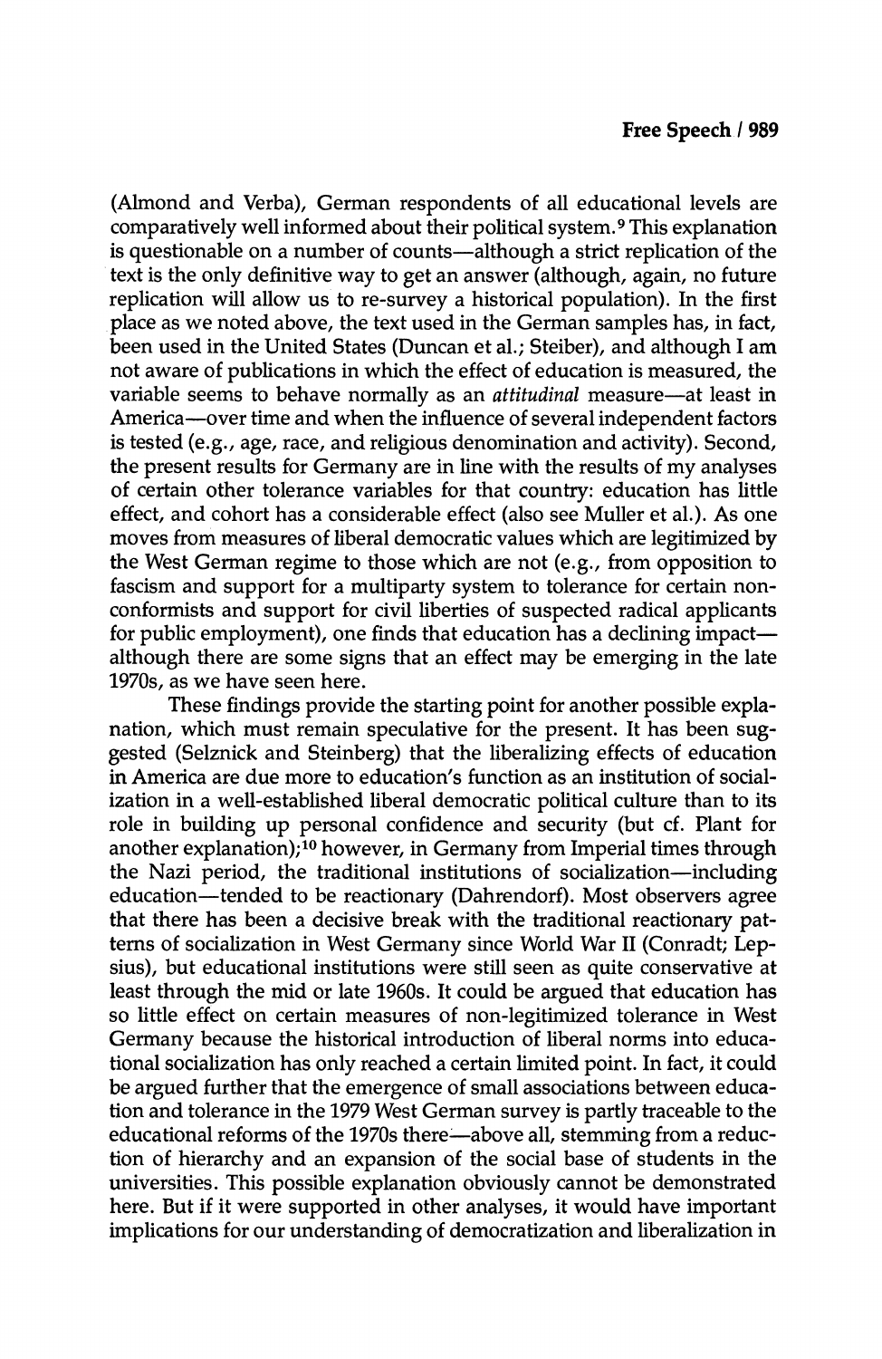(Almond and Verba), German respondents of all educational levels are comparatively well informed about their political system.[9] This explanation is questionable on a number of counts—although a strict replication of the text is the only definitive way to get an answer (although, again, no future replication will allow us to re-survey a historical population). In the first place as we noted above, the text used in the German samples has, in fact, been used in the United States (Duncan et al.; Steiber), and although I am not aware of publications in which the effect of education is measured, the variable seems to behave normally as an *attitudinal* measure—at least in America—over time and when the influence of several independent factors is tested (e.g., age, race, and religious denomination and activity). Second, the present results for Germany are in line with the results of my analyses of certain other tolerance variables for that country: education has little effect, and cohort has a considerable effect (also see Muller et al.). As one moves from measures of liberal democratic values which are legitimized by the West German regime to those which are not (e.g., from opposition to fascism and support for a multiparty system to tolerance for certain nonconformists and support for civil liberties of suspected radical applicants for public employment), one finds that education has a declining impact—although there are some signs that an effect may be emerging in the late 1970s, as we have seen here.

These findings provide the starting point for another possible explanation, which must remain speculative for the present. It has been suggested (Selznick and Steinberg) that the liberalizing effects of education in America are due more to education's function as an institution of socialization in a well-established liberal democratic political culture than to its role in building up personal confidence and security (but cf. Plant for another explanation);[10] however, in Germany from Imperial times through the Nazi period, the traditional institutions of socialization—including education—tended to be reactionary (Dahrendorf). Most observers agree that there has been a decisive break with the traditional reactionary patterns of socialization in West Germany since World War II (Conradt; Lepsius), but educational institutions were still seen as quite conservative at least through the mid or late 1960s. It could be argued that education has so little effect on certain measures of non-legitimized tolerance in West Germany because the historical introduction of liberal norms into educational socialization has only reached a certain limited point. In fact, it could be argued further that the emergence of small associations between education and tolerance in the 1979 West German survey is partly traceable to the educational reforms of the 1970s there—above all, stemming from a reduction of hierarchy and an expansion of the social base of students in the universities. This possible explanation obviously cannot be demonstrated here. But if it were supported in other analyses, it would have important implications for our understanding of democratization and liberalization in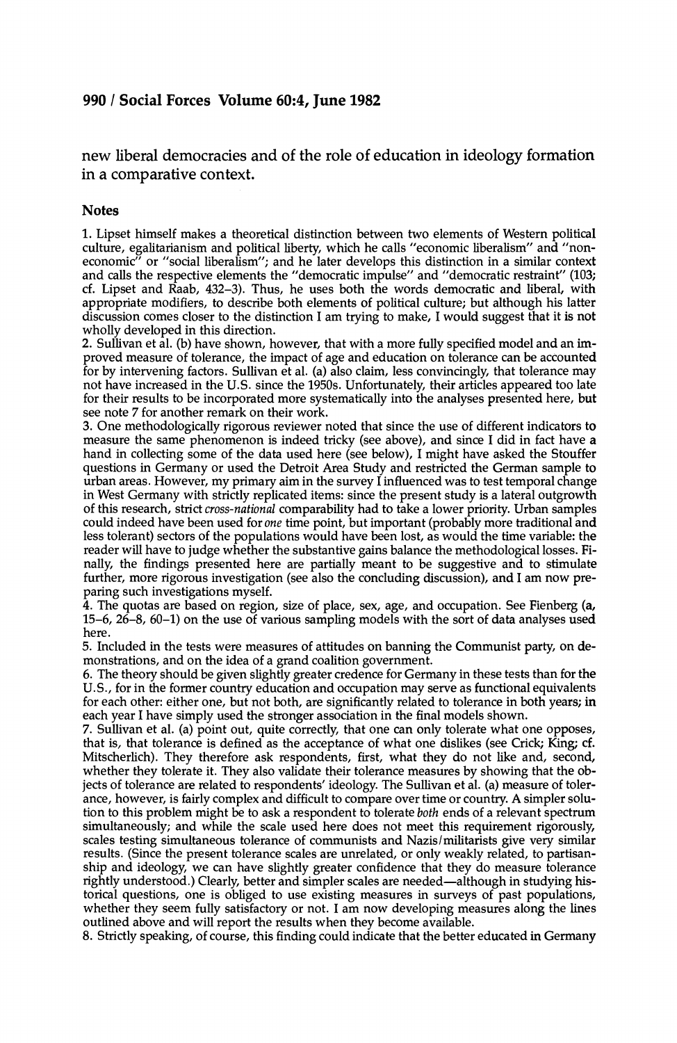new liberal democracies and of the role of education in ideology formation in a comparative context.

## Notes

1. Lipset himself makes a theoretical distinction between two elements of Western political culture, egalitarianism and political liberty, which he calls "economic liberalism" and "noneconomic" or "social liberalism"; and he later develops this distinction in a similar context and calls the respective elements the "democratic impulse" and "democratic restraint" (103; cf. Lipset and Raab, 432–3). Thus, he uses both the words democratic and liberal, with appropriate modifiers, to describe both elements of political culture; but although his latter discussion comes closer to the distinction I am trying to make, I would suggest that it is not wholly developed in this direction.
2. Sullivan et al. (b) have shown, however, that with a more fully specified model and an improved measure of tolerance, the impact of age and education on tolerance can be accounted for by intervening factors. Sullivan et al. (a) also claim, less convincingly, that tolerance may not have increased in the U.S. since the 1950s. Unfortunately, their articles appeared too late for their results to be incorporated more systematically into the analyses presented here, but see note 7 for another remark on their work.
3. One methodologically rigorous reviewer noted that since the use of different indicators to measure the same phenomenon is indeed tricky (see above), and since I did in fact have a hand in collecting some of the data used here (see below), I might have asked the Stouffer questions in Germany or used the Detroit Area Study and restricted the German sample to urban areas. However, my primary aim in the survey I influenced was to test temporal change in West Germany with strictly replicated items: since the present study is a lateral outgrowth of this research, strict *cross-national* comparability had to take a lower priority. Urban samples could indeed have been used for *one* time point, but important (probably more traditional and less tolerant) sectors of the populations would have been lost, as would the time variable: the reader will have to judge whether the substantive gains balance the methodological losses. Finally, the findings presented here are partially meant to be suggestive and to stimulate further, more rigorous investigation (see also the concluding discussion), and I am now preparing such investigations myself.
4. The quotas are based on region, size of place, sex, age, and occupation. See Fienberg (a, 15–6, 26–8, 60–1) on the use of various sampling models with the sort of data analyses used here.
5. Included in the tests were measures of attitudes on banning the Communist party, on demonstrations, and on the idea of a grand coalition government.
6. The theory should be given slightly greater credence for Germany in these tests than for the U.S., for in the former country education and occupation may serve as functional equivalents for each other: either one, but not both, are significantly related to tolerance in both years; in each year I have simply used the stronger association in the final models shown.
7. Sullivan et al. (a) point out, quite correctly, that one can only tolerate what one opposes, that is, that tolerance is defined as the acceptance of what one dislikes (see Crick; King; cf. Mitscherlich). They therefore ask respondents, first, what they do not like and, second, whether they tolerate it. They also validate their tolerance measures by showing that the objects of tolerance are related to respondents' ideology. The Sullivan et al. (a) measure of tolerance, however, is fairly complex and difficult to compare over time or country. A simpler solution to this problem might be to ask a respondent to tolerate *both* ends of a relevant spectrum simultaneously; and while the scale used here does not meet this requirement rigorously, scales testing simultaneous tolerance of communists and Nazis/militarists give very similar results. (Since the present tolerance scales are unrelated, or only weakly related, to partisanship and ideology, we can have slightly greater confidence that they do measure tolerance rightly understood.) Clearly, better and simpler scales are needed—although in studying historical questions, one is obliged to use existing measures in surveys of past populations, whether they seem fully satisfactory or not. I am now developing measures along the lines outlined above and will report the results when they become available.
8. Strictly speaking, of course, this finding could indicate that the better educated in Germany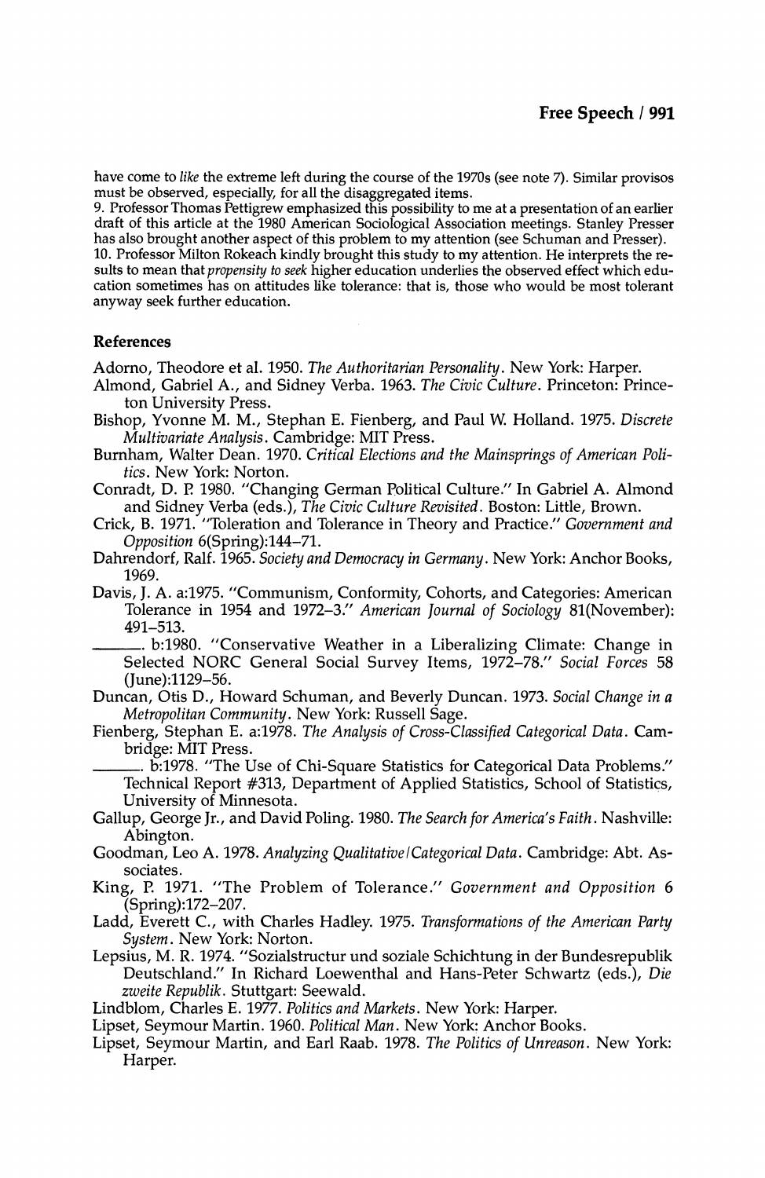have come to *like* the extreme left during the course of the 1970s (see note 7). Similar provisos must be observed, especially, for all the disaggregated items.

9. Professor Thomas Pettigrew emphasized this possibility to me at a presentation of an earlier draft of this article at the 1980 American Sociological Association meetings. Stanley Presser has also brought another aspect of this problem to my attention (see Schuman and Presser).

10. Professor Milton Rokeach kindly brought this study to my attention. He interprets the results to mean that *propensity to seek* higher education underlies the observed effect which education sometimes has on attitudes like tolerance: that is, those who would be most tolerant anyway seek further education.

## References

Adorno, Theodore et al. 1950. *The Authoritarian Personality*. New York: Harper.

Almond, Gabriel A., and Sidney Verba. 1963. *The Civic Culture*. Princeton: Princeton University Press.

Bishop, Yvonne M. M., Stephan E. Fienberg, and Paul W. Holland. 1975. *Discrete Multivariate Analysis*. Cambridge: MIT Press.

Burnham, Walter Dean. 1970. *Critical Elections and the Mainsprings of American Politics*. New York: Norton.

Conradt, D. P. 1980. "Changing German Political Culture." In Gabriel A. Almond and Sidney Verba (eds.), *The Civic Culture Revisited*. Boston: Little, Brown.

Crick, B. 1971. "Toleration and Tolerance in Theory and Practice." *Government and Opposition* 6(Spring):144–71.

Dahrendorf, Ralf. 1965. *Society and Democracy in Germany*. New York: Anchor Books, 1969.

Davis, J. A. a:1975. "Communism, Conformity, Cohorts, and Categories: American Tolerance in 1954 and 1972–3." *American Journal of Sociology* 81(November): 491–513.

———. b:1980. "Conservative Weather in a Liberalizing Climate: Change in Selected NORC General Social Survey Items, 1972–78." *Social Forces* 58 (June):1129–56.

Duncan, Otis D., Howard Schuman, and Beverly Duncan. 1973. *Social Change in a Metropolitan Community*. New York: Russell Sage.

Fienberg, Stephan E. a:1978. *The Analysis of Cross-Classified Categorical Data*. Cambridge: MIT Press.

———. b:1978. "The Use of Chi-Square Statistics for Categorical Data Problems." Technical Report #313, Department of Applied Statistics, School of Statistics, University of Minnesota.

Gallup, George Jr., and David Poling. 1980. *The Search for America's Faith*. Nashville: Abington.

Goodman, Leo A. 1978. *Analyzing Qualitative/Categorical Data*. Cambridge: Abt. Associates.

King, P. 1971. "The Problem of Tolerance." *Government and Opposition* 6 (Spring):172–207.

Ladd, Everett C., with Charles Hadley. 1975. *Transformations of the American Party System*. New York: Norton.

Lepsius, M. R. 1974. "Sozialstructur und soziale Schichtung in der Bundesrepublik Deutschland." In Richard Loewenthal and Hans-Peter Schwartz (eds.), *Die zweite Republik*. Stuttgart: Seewald.

Lindblom, Charles E. 1977. *Politics and Markets*. New York: Harper.

Lipset, Seymour Martin. 1960. *Political Man*. New York: Anchor Books.

Lipset, Seymour Martin, and Earl Raab. 1978. *The Politics of Unreason*. New York: Harper.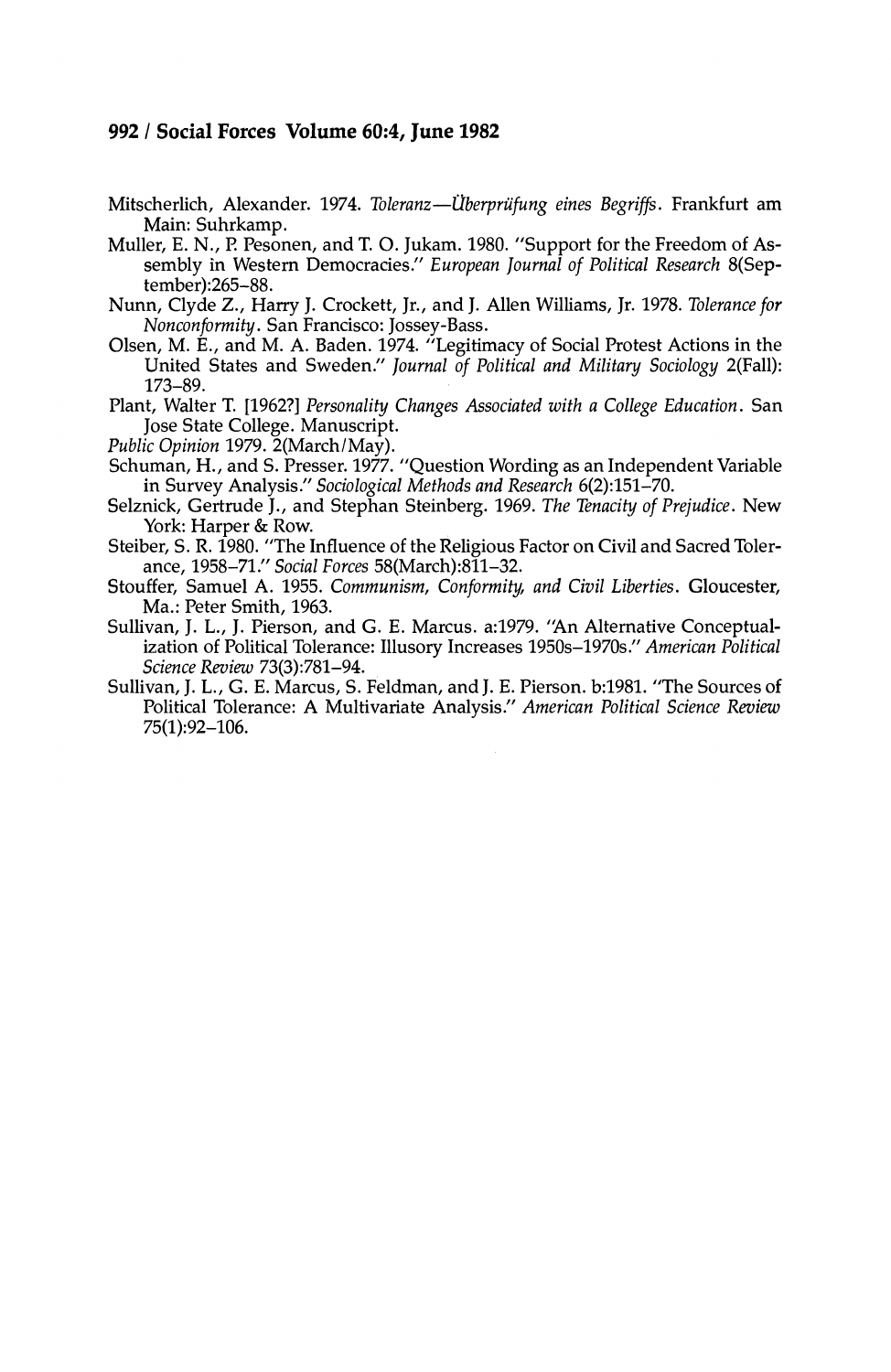Mitscherlich, Alexander. 1974. *Toleranz—Überprüfung eines Begriffs*. Frankfurt am Main: Suhrkamp.

Muller, E. N., P. Pesonen, and T. O. Jukam. 1980. "Support for the Freedom of Assembly in Western Democracies." *European Journal of Political Research* 8(September):265–88.

Nunn, Clyde Z., Harry J. Crockett, Jr., and J. Allen Williams, Jr. 1978. *Tolerance for Nonconformity*. San Francisco: Jossey-Bass.

Olsen, M. E., and M. A. Baden. 1974. "Legitimacy of Social Protest Actions in the United States and Sweden." *Journal of Political and Military Sociology* 2(Fall): 173–89.

Plant, Walter T. [1962?] *Personality Changes Associated with a College Education*. San Jose State College. Manuscript.

*Public Opinion* 1979. 2(March/May).

Schuman, H., and S. Presser. 1977. "Question Wording as an Independent Variable in Survey Analysis." *Sociological Methods and Research* 6(2):151–70.

Selznick, Gertrude J., and Stephan Steinberg. 1969. *The Tenacity of Prejudice*. New York: Harper & Row.

Steiber, S. R. 1980. "The Influence of the Religious Factor on Civil and Sacred Tolerance, 1958–71." *Social Forces* 58(March):811–32.

Stouffer, Samuel A. 1955. *Communism, Conformity, and Civil Liberties*. Gloucester, Ma.: Peter Smith, 1963.

Sullivan, J. L., J. Pierson, and G. E. Marcus. a:1979. "An Alternative Conceptualization of Political Tolerance: Illusory Increases 1950s–1970s." *American Political Science Review* 73(3):781–94.

Sullivan, J. L., G. E. Marcus, S. Feldman, and J. E. Pierson. b:1981. "The Sources of Political Tolerance: A Multivariate Analysis." *American Political Science Review* 75(1):92–106.